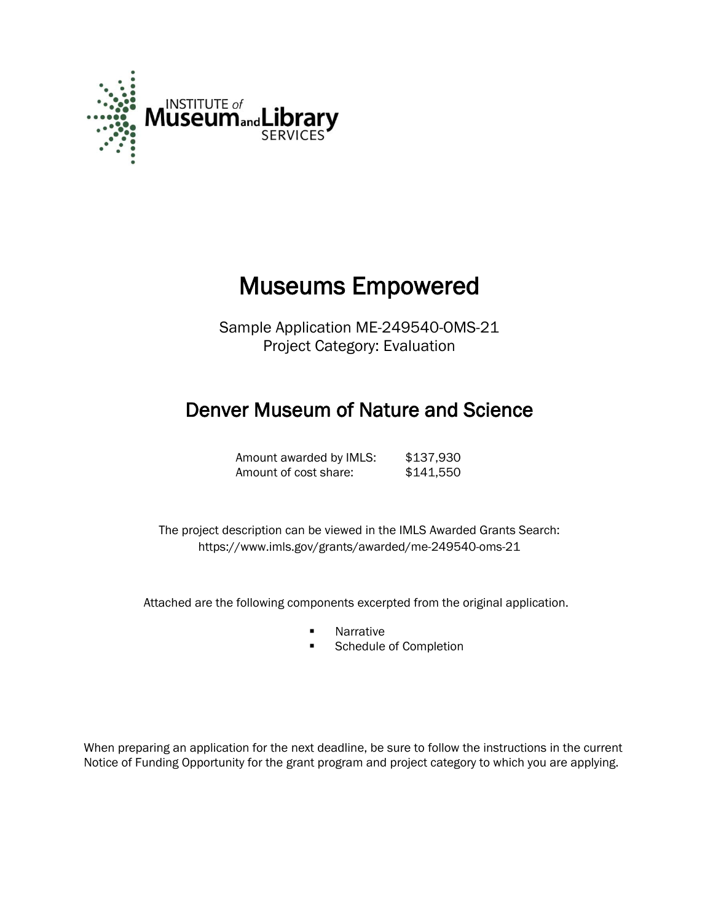INSTITUTE of Museum and Library SERVICES

# Museums Empowered

Sample Application ME-249540-OMS-21
Project Category: Evaluation

## Denver Museum of Nature and Science

| | |
|---|---|
| Amount awarded by IMLS: | $137,930 |
| Amount of cost share: | $141,550 |

The project description can be viewed in the IMLS Awarded Grants Search:
https://www.imls.gov/grants/awarded/me-249540-oms-21

Attached are the following components excerpted from the original application.

- Narrative
- Schedule of Completion

When preparing an application for the next deadline, be sure to follow the instructions in the current Notice of Funding Opportunity for the grant program and project category to which you are applying.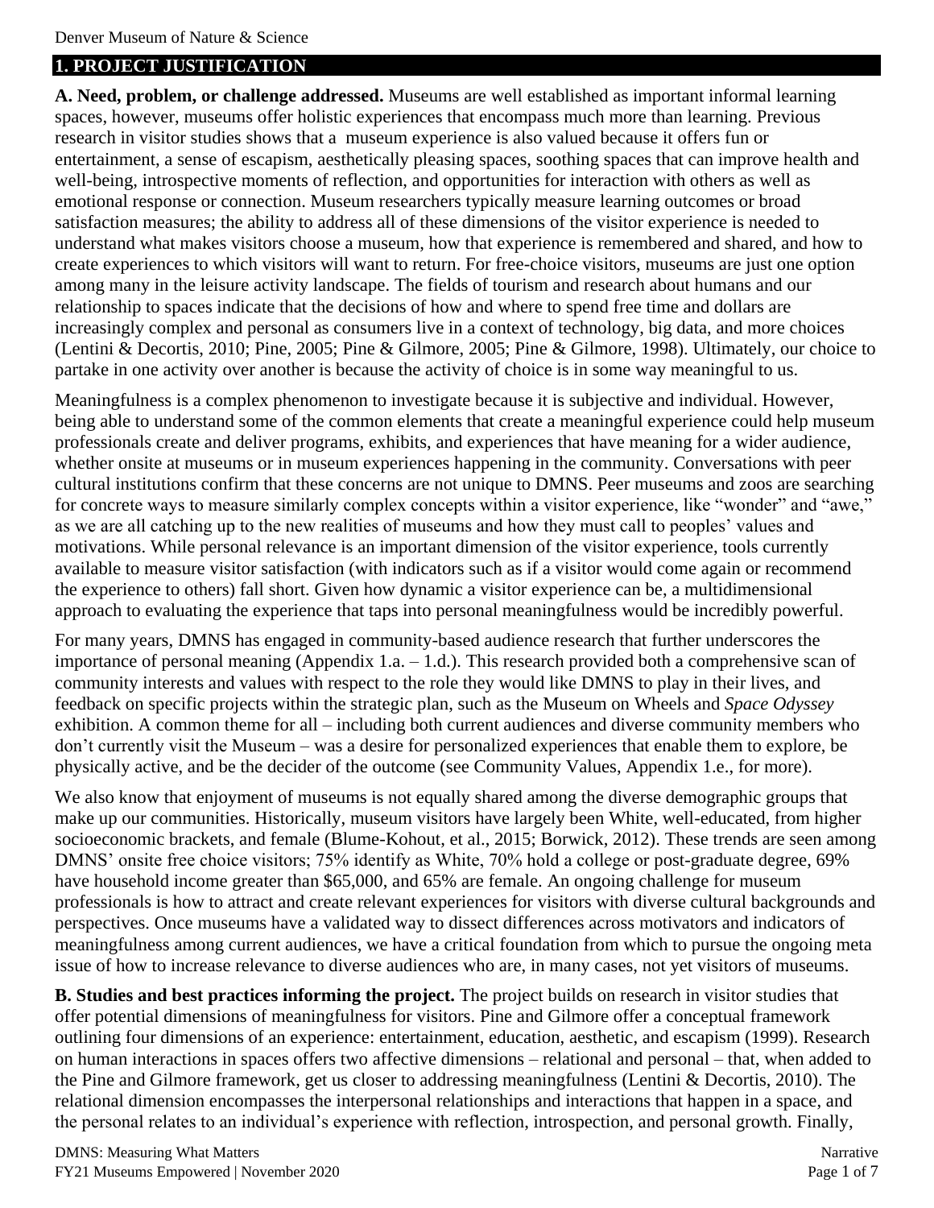## 1. PROJECT JUSTIFICATION

**A. Need, problem, or challenge addressed.** Museums are well established as important informal learning spaces, however, museums offer holistic experiences that encompass much more than learning. Previous research in visitor studies shows that a museum experience is also valued because it offers fun or entertainment, a sense of escapism, aesthetically pleasing spaces, soothing spaces that can improve health and well-being, introspective moments of reflection, and opportunities for interaction with others as well as emotional response or connection. Museum researchers typically measure learning outcomes or broad satisfaction measures; the ability to address all of these dimensions of the visitor experience is needed to understand what makes visitors choose a museum, how that experience is remembered and shared, and how to create experiences to which visitors will want to return. For free-choice visitors, museums are just one option among many in the leisure activity landscape. The fields of tourism and research about humans and our relationship to spaces indicate that the decisions of how and where to spend free time and dollars are increasingly complex and personal as consumers live in a context of technology, big data, and more choices (Lentini & Decortis, 2010; Pine, 2005; Pine & Gilmore, 2005; Pine & Gilmore, 1998). Ultimately, our choice to partake in one activity over another is because the activity of choice is in some way meaningful to us.

Meaningfulness is a complex phenomenon to investigate because it is subjective and individual. However, being able to understand some of the common elements that create a meaningful experience could help museum professionals create and deliver programs, exhibits, and experiences that have meaning for a wider audience, whether onsite at museums or in museum experiences happening in the community. Conversations with peer cultural institutions confirm that these concerns are not unique to DMNS. Peer museums and zoos are searching for concrete ways to measure similarly complex concepts within a visitor experience, like "wonder" and "awe," as we are all catching up to the new realities of museums and how they must call to peoples' values and motivations. While personal relevance is an important dimension of the visitor experience, tools currently available to measure visitor satisfaction (with indicators such as if a visitor would come again or recommend the experience to others) fall short. Given how dynamic a visitor experience can be, a multidimensional approach to evaluating the experience that taps into personal meaningfulness would be incredibly powerful.

For many years, DMNS has engaged in community-based audience research that further underscores the importance of personal meaning (Appendix 1.a. – 1.d.). This research provided both a comprehensive scan of community interests and values with respect to the role they would like DMNS to play in their lives, and feedback on specific projects within the strategic plan, such as the Museum on Wheels and *Space Odyssey* exhibition. A common theme for all – including both current audiences and diverse community members who don't currently visit the Museum – was a desire for personalized experiences that enable them to explore, be physically active, and be the decider of the outcome (see Community Values, Appendix 1.e., for more).

We also know that enjoyment of museums is not equally shared among the diverse demographic groups that make up our communities. Historically, museum visitors have largely been White, well-educated, from higher socioeconomic brackets, and female (Blume-Kohout, et al., 2015; Borwick, 2012). These trends are seen among DMNS' onsite free choice visitors; 75% identify as White, 70% hold a college or post-graduate degree, 69% have household income greater than $65,000, and 65% are female. An ongoing challenge for museum professionals is how to attract and create relevant experiences for visitors with diverse cultural backgrounds and perspectives. Once museums have a validated way to dissect differences across motivators and indicators of meaningfulness among current audiences, we have a critical foundation from which to pursue the ongoing meta issue of how to increase relevance to diverse audiences who are, in many cases, not yet visitors of museums.

**B. Studies and best practices informing the project.** The project builds on research in visitor studies that offer potential dimensions of meaningfulness for visitors. Pine and Gilmore offer a conceptual framework outlining four dimensions of an experience: entertainment, education, aesthetic, and escapism (1999). Research on human interactions in spaces offers two affective dimensions – relational and personal – that, when added to the Pine and Gilmore framework, get us closer to addressing meaningfulness (Lentini & Decortis, 2010). The relational dimension encompasses the interpersonal relationships and interactions that happen in a space, and the personal relates to an individual's experience with reflection, introspection, and personal growth. Finally,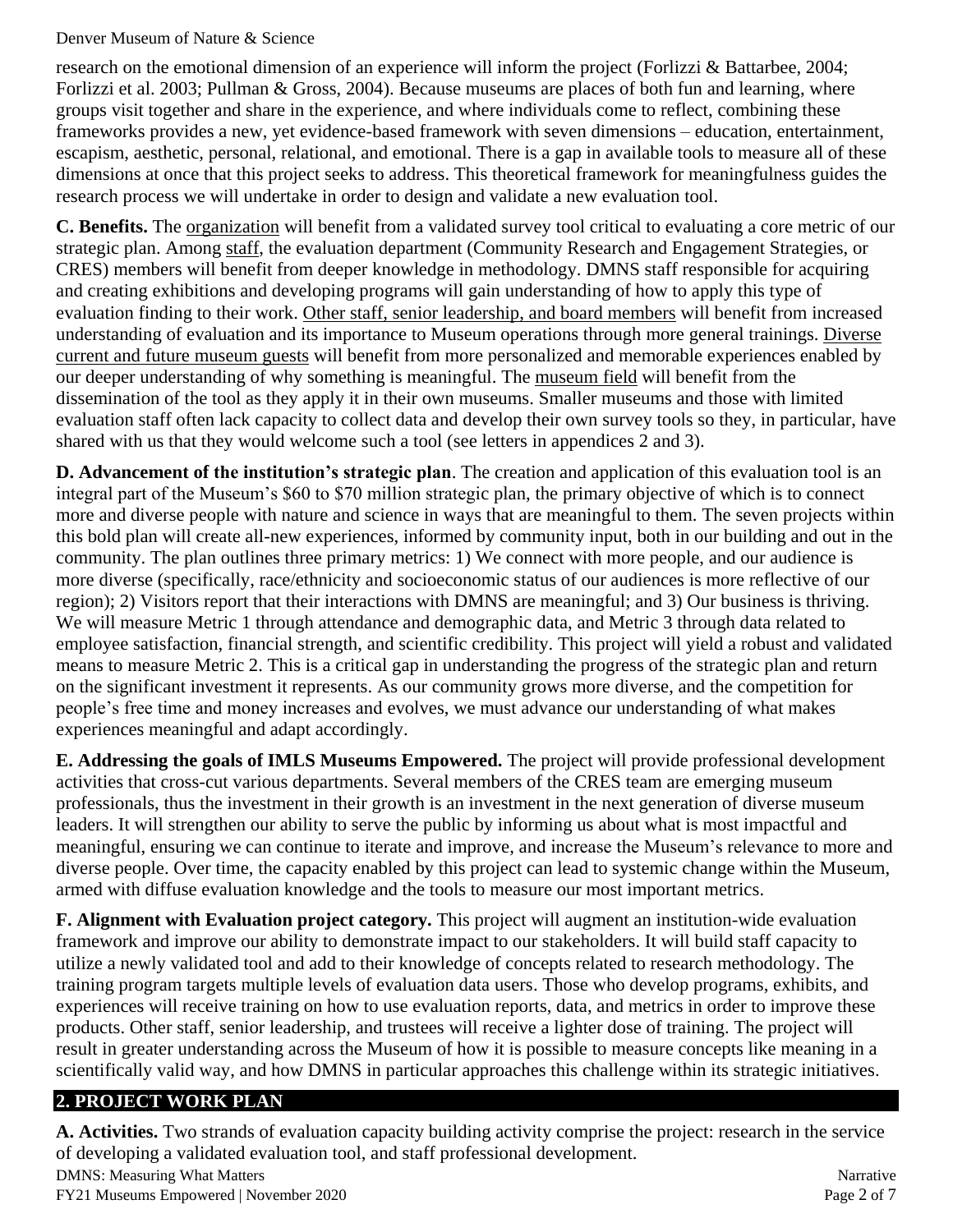research on the emotional dimension of an experience will inform the project (Forlizzi & Battarbee, 2004; Forlizzi et al. 2003; Pullman & Gross, 2004). Because museums are places of both fun and learning, where groups visit together and share in the experience, and where individuals come to reflect, combining these frameworks provides a new, yet evidence-based framework with seven dimensions – education, entertainment, escapism, aesthetic, personal, relational, and emotional. There is a gap in available tools to measure all of these dimensions at once that this project seeks to address. This theoretical framework for meaningfulness guides the research process we will undertake in order to design and validate a new evaluation tool.

**C. Benefits.** The organization will benefit from a validated survey tool critical to evaluating a core metric of our strategic plan. Among staff, the evaluation department (Community Research and Engagement Strategies, or CRES) members will benefit from deeper knowledge in methodology. DMNS staff responsible for acquiring and creating exhibitions and developing programs will gain understanding of how to apply this type of evaluation finding to their work. Other staff, senior leadership, and board members will benefit from increased understanding of evaluation and its importance to Museum operations through more general trainings. Diverse current and future museum guests will benefit from more personalized and memorable experiences enabled by our deeper understanding of why something is meaningful. The museum field will benefit from the dissemination of the tool as they apply it in their own museums. Smaller museums and those with limited evaluation staff often lack capacity to collect data and develop their own survey tools so they, in particular, have shared with us that they would welcome such a tool (see letters in appendices 2 and 3).

**D. Advancement of the institution's strategic plan**. The creation and application of this evaluation tool is an integral part of the Museum's $60 to $70 million strategic plan, the primary objective of which is to connect more and diverse people with nature and science in ways that are meaningful to them. The seven projects within this bold plan will create all-new experiences, informed by community input, both in our building and out in the community. The plan outlines three primary metrics: 1) We connect with more people, and our audience is more diverse (specifically, race/ethnicity and socioeconomic status of our audiences is more reflective of our region); 2) Visitors report that their interactions with DMNS are meaningful; and 3) Our business is thriving. We will measure Metric 1 through attendance and demographic data, and Metric 3 through data related to employee satisfaction, financial strength, and scientific credibility. This project will yield a robust and validated means to measure Metric 2. This is a critical gap in understanding the progress of the strategic plan and return on the significant investment it represents. As our community grows more diverse, and the competition for people's free time and money increases and evolves, we must advance our understanding of what makes experiences meaningful and adapt accordingly.

**E. Addressing the goals of IMLS Museums Empowered.** The project will provide professional development activities that cross-cut various departments. Several members of the CRES team are emerging museum professionals, thus the investment in their growth is an investment in the next generation of diverse museum leaders. It will strengthen our ability to serve the public by informing us about what is most impactful and meaningful, ensuring we can continue to iterate and improve, and increase the Museum's relevance to more and diverse people. Over time, the capacity enabled by this project can lead to systemic change within the Museum, armed with diffuse evaluation knowledge and the tools to measure our most important metrics.

**F. Alignment with Evaluation project category.** This project will augment an institution-wide evaluation framework and improve our ability to demonstrate impact to our stakeholders. It will build staff capacity to utilize a newly validated tool and add to their knowledge of concepts related to research methodology. The training program targets multiple levels of evaluation data users. Those who develop programs, exhibits, and experiences will receive training on how to use evaluation reports, data, and metrics in order to improve these products. Other staff, senior leadership, and trustees will receive a lighter dose of training. The project will result in greater understanding across the Museum of how it is possible to measure concepts like meaning in a scientifically valid way, and how DMNS in particular approaches this challenge within its strategic initiatives.

## 2. PROJECT WORK PLAN

**A. Activities.** Two strands of evaluation capacity building activity comprise the project: research in the service of developing a validated evaluation tool, and staff professional development.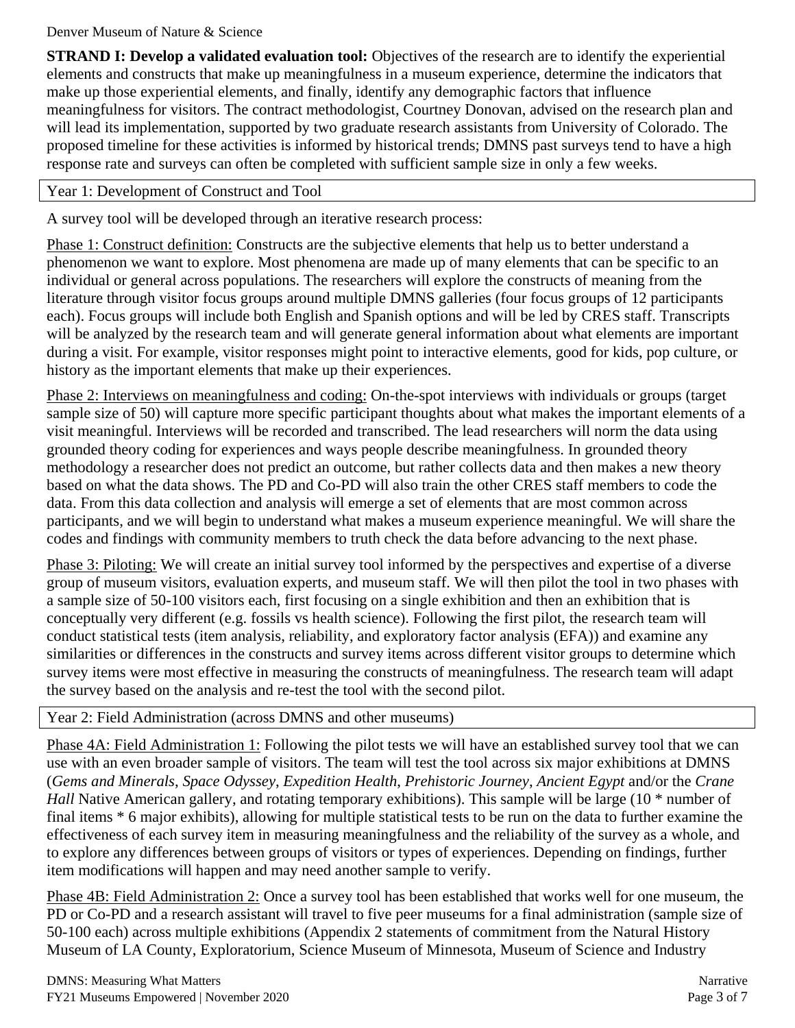**STRAND I: Develop a validated evaluation tool:** Objectives of the research are to identify the experiential elements and constructs that make up meaningfulness in a museum experience, determine the indicators that make up those experiential elements, and finally, identify any demographic factors that influence meaningfulness for visitors. The contract methodologist, Courtney Donovan, advised on the research plan and will lead its implementation, supported by two graduate research assistants from University of Colorado. The proposed timeline for these activities is informed by historical trends; DMNS past surveys tend to have a high response rate and surveys can often be completed with sufficient sample size in only a few weeks.

| Year 1: Development of Construct and Tool |
|---|

A survey tool will be developed through an iterative research process:

Phase 1: Construct definition: Constructs are the subjective elements that help us to better understand a phenomenon we want to explore. Most phenomena are made up of many elements that can be specific to an individual or general across populations. The researchers will explore the constructs of meaning from the literature through visitor focus groups around multiple DMNS galleries (four focus groups of 12 participants each). Focus groups will include both English and Spanish options and will be led by CRES staff. Transcripts will be analyzed by the research team and will generate general information about what elements are important during a visit. For example, visitor responses might point to interactive elements, good for kids, pop culture, or history as the important elements that make up their experiences.

Phase 2: Interviews on meaningfulness and coding: On-the-spot interviews with individuals or groups (target sample size of 50) will capture more specific participant thoughts about what makes the important elements of a visit meaningful. Interviews will be recorded and transcribed. The lead researchers will norm the data using grounded theory coding for experiences and ways people describe meaningfulness. In grounded theory methodology a researcher does not predict an outcome, but rather collects data and then makes a new theory based on what the data shows. The PD and Co-PD will also train the other CRES staff members to code the data. From this data collection and analysis will emerge a set of elements that are most common across participants, and we will begin to understand what makes a museum experience meaningful. We will share the codes and findings with community members to truth check the data before advancing to the next phase.

Phase 3: Piloting: We will create an initial survey tool informed by the perspectives and expertise of a diverse group of museum visitors, evaluation experts, and museum staff. We will then pilot the tool in two phases with a sample size of 50-100 visitors each, first focusing on a single exhibition and then an exhibition that is conceptually very different (e.g. fossils vs health science). Following the first pilot, the research team will conduct statistical tests (item analysis, reliability, and exploratory factor analysis (EFA)) and examine any similarities or differences in the constructs and survey items across different visitor groups to determine which survey items were most effective in measuring the constructs of meaningfulness. The research team will adapt the survey based on the analysis and re-test the tool with the second pilot.

| Year 2: Field Administration (across DMNS and other museums) |
|---|

Phase 4A: Field Administration 1: Following the pilot tests we will have an established survey tool that we can use with an even broader sample of visitors. The team will test the tool across six major exhibitions at DMNS (*Gems and Minerals*, *Space Odyssey*, *Expedition Health*, *Prehistoric Journey*, *Ancient Egypt* and/or the *Crane Hall* Native American gallery, and rotating temporary exhibitions). This sample will be large (10 * number of final items * 6 major exhibits), allowing for multiple statistical tests to be run on the data to further examine the effectiveness of each survey item in measuring meaningfulness and the reliability of the survey as a whole, and to explore any differences between groups of visitors or types of experiences. Depending on findings, further item modifications will happen and may need another sample to verify.

Phase 4B: Field Administration 2: Once a survey tool has been established that works well for one museum, the PD or Co-PD and a research assistant will travel to five peer museums for a final administration (sample size of 50-100 each) across multiple exhibitions (Appendix 2 statements of commitment from the Natural History Museum of LA County, Exploratorium, Science Museum of Minnesota, Museum of Science and Industry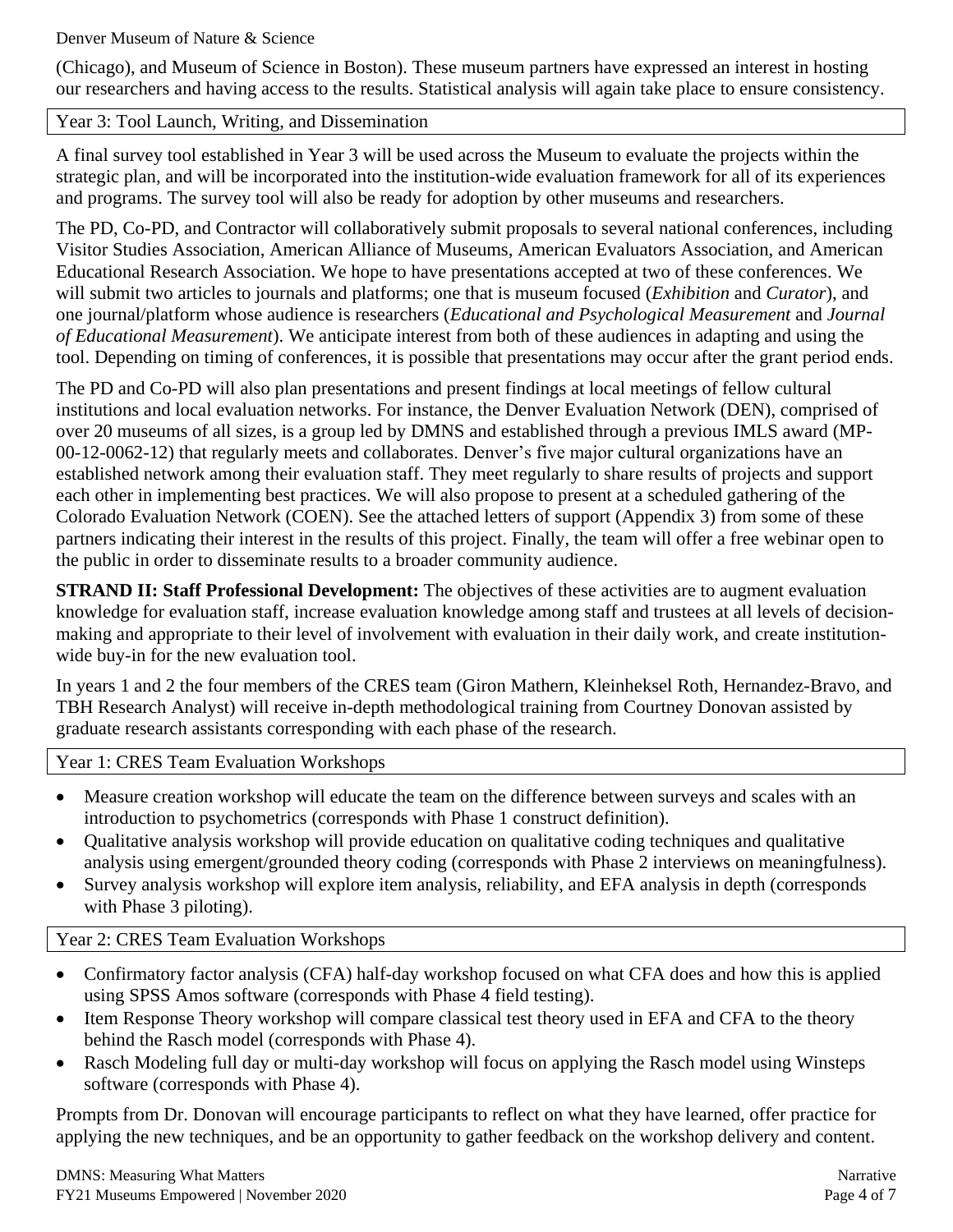(Chicago), and Museum of Science in Boston). These museum partners have expressed an interest in hosting our researchers and having access to the results. Statistical analysis will again take place to ensure consistency.

| Year 3: Tool Launch, Writing, and Dissemination |
|---|

A final survey tool established in Year 3 will be used across the Museum to evaluate the projects within the strategic plan, and will be incorporated into the institution-wide evaluation framework for all of its experiences and programs. The survey tool will also be ready for adoption by other museums and researchers.

The PD, Co-PD, and Contractor will collaboratively submit proposals to several national conferences, including Visitor Studies Association, American Alliance of Museums, American Evaluators Association, and American Educational Research Association. We hope to have presentations accepted at two of these conferences. We will submit two articles to journals and platforms; one that is museum focused (*Exhibition* and *Curator*), and one journal/platform whose audience is researchers (*Educational and Psychological Measurement* and *Journal of Educational Measurement*). We anticipate interest from both of these audiences in adapting and using the tool. Depending on timing of conferences, it is possible that presentations may occur after the grant period ends.

The PD and Co-PD will also plan presentations and present findings at local meetings of fellow cultural institutions and local evaluation networks. For instance, the Denver Evaluation Network (DEN), comprised of over 20 museums of all sizes, is a group led by DMNS and established through a previous IMLS award (MP-00-12-0062-12) that regularly meets and collaborates. Denver's five major cultural organizations have an established network among their evaluation staff. They meet regularly to share results of projects and support each other in implementing best practices. We will also propose to present at a scheduled gathering of the Colorado Evaluation Network (COEN). See the attached letters of support (Appendix 3) from some of these partners indicating their interest in the results of this project. Finally, the team will offer a free webinar open to the public in order to disseminate results to a broader community audience.

**STRAND II: Staff Professional Development:** The objectives of these activities are to augment evaluation knowledge for evaluation staff, increase evaluation knowledge among staff and trustees at all levels of decision-making and appropriate to their level of involvement with evaluation in their daily work, and create institution-wide buy-in for the new evaluation tool.

In years 1 and 2 the four members of the CRES team (Giron Mathern, Kleinheksel Roth, Hernandez-Bravo, and TBH Research Analyst) will receive in-depth methodological training from Courtney Donovan assisted by graduate research assistants corresponding with each phase of the research.

| Year 1: CRES Team Evaluation Workshops |
|---|

- Measure creation workshop will educate the team on the difference between surveys and scales with an introduction to psychometrics (corresponds with Phase 1 construct definition).
- Qualitative analysis workshop will provide education on qualitative coding techniques and qualitative analysis using emergent/grounded theory coding (corresponds with Phase 2 interviews on meaningfulness).
- Survey analysis workshop will explore item analysis, reliability, and EFA analysis in depth (corresponds with Phase 3 piloting).

| Year 2: CRES Team Evaluation Workshops |
|---|

- Confirmatory factor analysis (CFA) half-day workshop focused on what CFA does and how this is applied using SPSS Amos software (corresponds with Phase 4 field testing).
- Item Response Theory workshop will compare classical test theory used in EFA and CFA to the theory behind the Rasch model (corresponds with Phase 4).
- Rasch Modeling full day or multi-day workshop will focus on applying the Rasch model using Winsteps software (corresponds with Phase 4).

Prompts from Dr. Donovan will encourage participants to reflect on what they have learned, offer practice for applying the new techniques, and be an opportunity to gather feedback on the workshop delivery and content.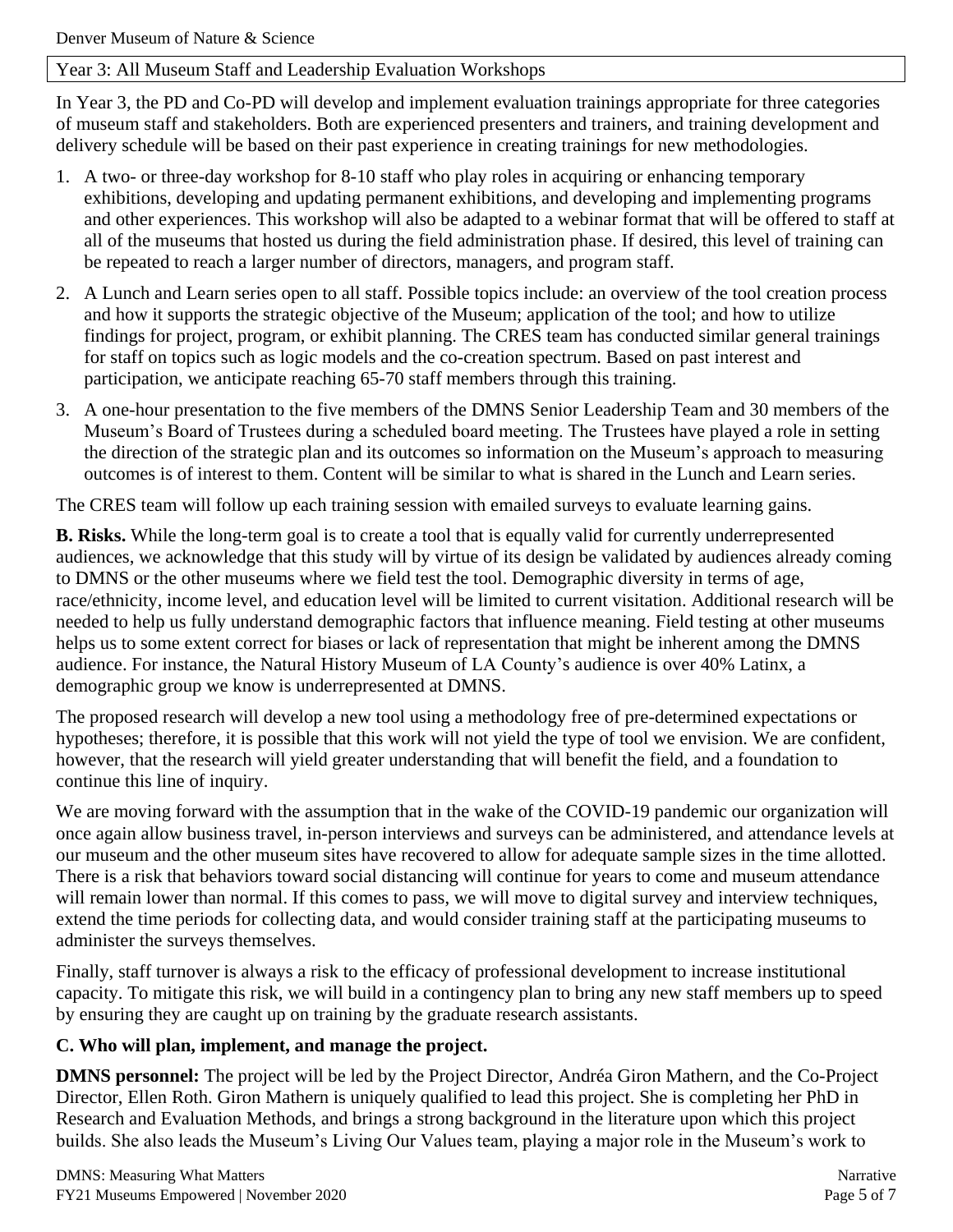Year 3: All Museum Staff and Leadership Evaluation Workshops

In Year 3, the PD and Co-PD will develop and implement evaluation trainings appropriate for three categories of museum staff and stakeholders. Both are experienced presenters and trainers, and training development and delivery schedule will be based on their past experience in creating trainings for new methodologies.

1. A two- or three-day workshop for 8-10 staff who play roles in acquiring or enhancing temporary exhibitions, developing and updating permanent exhibitions, and developing and implementing programs and other experiences. This workshop will also be adapted to a webinar format that will be offered to staff at all of the museums that hosted us during the field administration phase. If desired, this level of training can be repeated to reach a larger number of directors, managers, and program staff.
2. A Lunch and Learn series open to all staff. Possible topics include: an overview of the tool creation process and how it supports the strategic objective of the Museum; application of the tool; and how to utilize findings for project, program, or exhibit planning. The CRES team has conducted similar general trainings for staff on topics such as logic models and the co-creation spectrum. Based on past interest and participation, we anticipate reaching 65-70 staff members through this training.
3. A one-hour presentation to the five members of the DMNS Senior Leadership Team and 30 members of the Museum's Board of Trustees during a scheduled board meeting. The Trustees have played a role in setting the direction of the strategic plan and its outcomes so information on the Museum's approach to measuring outcomes is of interest to them. Content will be similar to what is shared in the Lunch and Learn series.

The CRES team will follow up each training session with emailed surveys to evaluate learning gains.

**B. Risks.** While the long-term goal is to create a tool that is equally valid for currently underrepresented audiences, we acknowledge that this study will by virtue of its design be validated by audiences already coming to DMNS or the other museums where we field test the tool. Demographic diversity in terms of age, race/ethnicity, income level, and education level will be limited to current visitation. Additional research will be needed to help us fully understand demographic factors that influence meaning. Field testing at other museums helps us to some extent correct for biases or lack of representation that might be inherent among the DMNS audience. For instance, the Natural History Museum of LA County's audience is over 40% Latinx, a demographic group we know is underrepresented at DMNS.

The proposed research will develop a new tool using a methodology free of pre-determined expectations or hypotheses; therefore, it is possible that this work will not yield the type of tool we envision. We are confident, however, that the research will yield greater understanding that will benefit the field, and a foundation to continue this line of inquiry.

We are moving forward with the assumption that in the wake of the COVID-19 pandemic our organization will once again allow business travel, in-person interviews and surveys can be administered, and attendance levels at our museum and the other museum sites have recovered to allow for adequate sample sizes in the time allotted. There is a risk that behaviors toward social distancing will continue for years to come and museum attendance will remain lower than normal. If this comes to pass, we will move to digital survey and interview techniques, extend the time periods for collecting data, and would consider training staff at the participating museums to administer the surveys themselves.

Finally, staff turnover is always a risk to the efficacy of professional development to increase institutional capacity. To mitigate this risk, we will build in a contingency plan to bring any new staff members up to speed by ensuring they are caught up on training by the graduate research assistants.

### C. Who will plan, implement, and manage the project.

**DMNS personnel:** The project will be led by the Project Director, Andréa Giron Mathern, and the Co-Project Director, Ellen Roth. Giron Mathern is uniquely qualified to lead this project. She is completing her PhD in Research and Evaluation Methods, and brings a strong background in the literature upon which this project builds. She also leads the Museum's Living Our Values team, playing a major role in the Museum's work to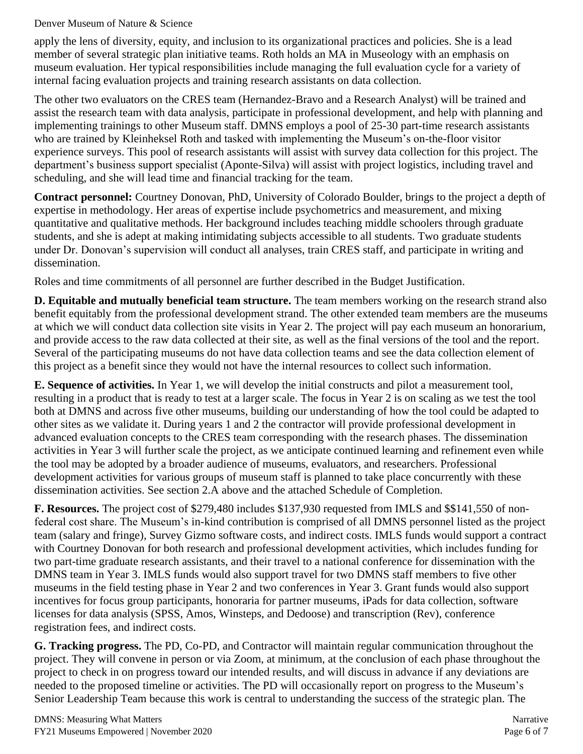apply the lens of diversity, equity, and inclusion to its organizational practices and policies. She is a lead member of several strategic plan initiative teams. Roth holds an MA in Museology with an emphasis on museum evaluation. Her typical responsibilities include managing the full evaluation cycle for a variety of internal facing evaluation projects and training research assistants on data collection.

The other two evaluators on the CRES team (Hernandez-Bravo and a Research Analyst) will be trained and assist the research team with data analysis, participate in professional development, and help with planning and implementing trainings to other Museum staff. DMNS employs a pool of 25-30 part-time research assistants who are trained by Kleinheksel Roth and tasked with implementing the Museum's on-the-floor visitor experience surveys. This pool of research assistants will assist with survey data collection for this project. The department's business support specialist (Aponte-Silva) will assist with project logistics, including travel and scheduling, and she will lead time and financial tracking for the team.

**Contract personnel:** Courtney Donovan, PhD, University of Colorado Boulder, brings to the project a depth of expertise in methodology. Her areas of expertise include psychometrics and measurement, and mixing quantitative and qualitative methods. Her background includes teaching middle schoolers through graduate students, and she is adept at making intimidating subjects accessible to all students. Two graduate students under Dr. Donovan's supervision will conduct all analyses, train CRES staff, and participate in writing and dissemination.

Roles and time commitments of all personnel are further described in the Budget Justification.

**D. Equitable and mutually beneficial team structure.** The team members working on the research strand also benefit equitably from the professional development strand. The other extended team members are the museums at which we will conduct data collection site visits in Year 2. The project will pay each museum an honorarium, and provide access to the raw data collected at their site, as well as the final versions of the tool and the report. Several of the participating museums do not have data collection teams and see the data collection element of this project as a benefit since they would not have the internal resources to collect such information.

**E. Sequence of activities.** In Year 1, we will develop the initial constructs and pilot a measurement tool, resulting in a product that is ready to test at a larger scale. The focus in Year 2 is on scaling as we test the tool both at DMNS and across five other museums, building our understanding of how the tool could be adapted to other sites as we validate it. During years 1 and 2 the contractor will provide professional development in advanced evaluation concepts to the CRES team corresponding with the research phases. The dissemination activities in Year 3 will further scale the project, as we anticipate continued learning and refinement even while the tool may be adopted by a broader audience of museums, evaluators, and researchers. Professional development activities for various groups of museum staff is planned to take place concurrently with these dissemination activities. See section 2.A above and the attached Schedule of Completion.

**F. Resources.** The project cost of $279,480 includes $137,930 requested from IMLS and $$141,550 of non-federal cost share. The Museum's in-kind contribution is comprised of all DMNS personnel listed as the project team (salary and fringe), Survey Gizmo software costs, and indirect costs. IMLS funds would support a contract with Courtney Donovan for both research and professional development activities, which includes funding for two part-time graduate research assistants, and their travel to a national conference for dissemination with the DMNS team in Year 3. IMLS funds would also support travel for two DMNS staff members to five other museums in the field testing phase in Year 2 and two conferences in Year 3. Grant funds would also support incentives for focus group participants, honoraria for partner museums, iPads for data collection, software licenses for data analysis (SPSS, Amos, Winsteps, and Dedoose) and transcription (Rev), conference registration fees, and indirect costs.

**G. Tracking progress.** The PD, Co-PD, and Contractor will maintain regular communication throughout the project. They will convene in person or via Zoom, at minimum, at the conclusion of each phase throughout the project to check in on progress toward our intended results, and will discuss in advance if any deviations are needed to the proposed timeline or activities. The PD will occasionally report on progress to the Museum's Senior Leadership Team because this work is central to understanding the success of the strategic plan. The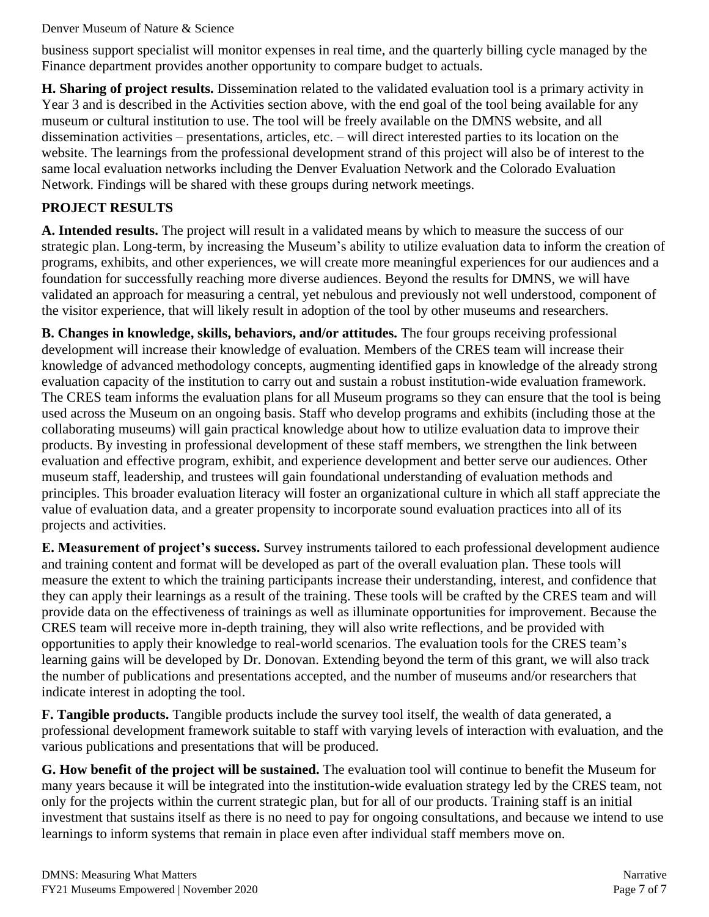business support specialist will monitor expenses in real time, and the quarterly billing cycle managed by the Finance department provides another opportunity to compare budget to actuals.

**H. Sharing of project results.** Dissemination related to the validated evaluation tool is a primary activity in Year 3 and is described in the Activities section above, with the end goal of the tool being available for any museum or cultural institution to use. The tool will be freely available on the DMNS website, and all dissemination activities – presentations, articles, etc. – will direct interested parties to its location on the website. The learnings from the professional development strand of this project will also be of interest to the same local evaluation networks including the Denver Evaluation Network and the Colorado Evaluation Network. Findings will be shared with these groups during network meetings.

## PROJECT RESULTS

**A. Intended results.** The project will result in a validated means by which to measure the success of our strategic plan. Long-term, by increasing the Museum's ability to utilize evaluation data to inform the creation of programs, exhibits, and other experiences, we will create more meaningful experiences for our audiences and a foundation for successfully reaching more diverse audiences. Beyond the results for DMNS, we will have validated an approach for measuring a central, yet nebulous and previously not well understood, component of the visitor experience, that will likely result in adoption of the tool by other museums and researchers.

**B. Changes in knowledge, skills, behaviors, and/or attitudes.** The four groups receiving professional development will increase their knowledge of evaluation. Members of the CRES team will increase their knowledge of advanced methodology concepts, augmenting identified gaps in knowledge of the already strong evaluation capacity of the institution to carry out and sustain a robust institution-wide evaluation framework. The CRES team informs the evaluation plans for all Museum programs so they can ensure that the tool is being used across the Museum on an ongoing basis. Staff who develop programs and exhibits (including those at the collaborating museums) will gain practical knowledge about how to utilize evaluation data to improve their products. By investing in professional development of these staff members, we strengthen the link between evaluation and effective program, exhibit, and experience development and better serve our audiences. Other museum staff, leadership, and trustees will gain foundational understanding of evaluation methods and principles. This broader evaluation literacy will foster an organizational culture in which all staff appreciate the value of evaluation data, and a greater propensity to incorporate sound evaluation practices into all of its projects and activities.

**E. Measurement of project's success.** Survey instruments tailored to each professional development audience and training content and format will be developed as part of the overall evaluation plan. These tools will measure the extent to which the training participants increase their understanding, interest, and confidence that they can apply their learnings as a result of the training. These tools will be crafted by the CRES team and will provide data on the effectiveness of trainings as well as illuminate opportunities for improvement. Because the CRES team will receive more in-depth training, they will also write reflections, and be provided with opportunities to apply their knowledge to real-world scenarios. The evaluation tools for the CRES team's learning gains will be developed by Dr. Donovan. Extending beyond the term of this grant, we will also track the number of publications and presentations accepted, and the number of museums and/or researchers that indicate interest in adopting the tool.

**F. Tangible products.** Tangible products include the survey tool itself, the wealth of data generated, a professional development framework suitable to staff with varying levels of interaction with evaluation, and the various publications and presentations that will be produced.

**G. How benefit of the project will be sustained.** The evaluation tool will continue to benefit the Museum for many years because it will be integrated into the institution-wide evaluation strategy led by the CRES team, not only for the projects within the current strategic plan, but for all of our products. Training staff is an initial investment that sustains itself as there is no need to pay for ongoing consultations, and because we intend to use learnings to inform systems that remain in place even after individual staff members move on.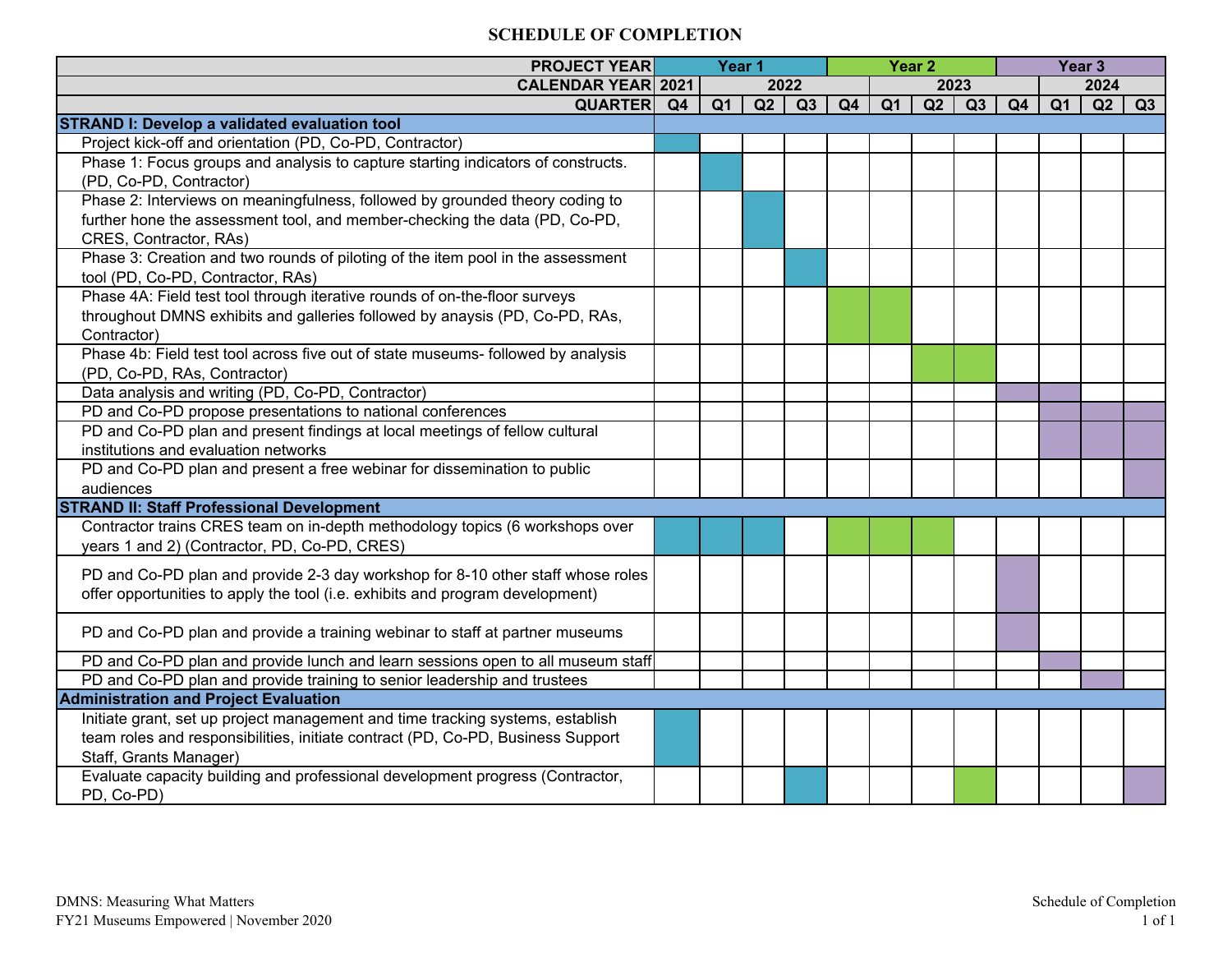# SCHEDULE OF COMPLETION

| PROJECT YEAR | Year 1 | | | | Year 2 | | | | Year 3 | | | |
|---|---|---|---|---|---|---|---|---|---|---|---|---|
| **CALENDAR YEAR** | **2021** | **2022** | | | | **2023** | | | | **2024** | | |
| **QUARTER** | **Q4** | **Q1** | **Q2** | **Q3** | **Q4** | **Q1** | **Q2** | **Q3** | **Q4** | **Q1** | **Q2** | **Q3** |
| **STRAND I: Develop a validated evaluation tool** | | | | | | | | | | | | |
| Project kick-off and orientation (PD, Co-PD, Contractor) | X | | | | | | | | | | | |
| Phase 1: Focus groups and analysis to capture starting indicators of constructs. (PD, Co-PD, Contractor) | | X | | | | | | | | | | |
| Phase 2: Interviews on meaningfulness, followed by grounded theory coding to further hone the assessment tool, and member-checking the data (PD, Co-PD, CRES, Contractor, RAs) | | | X | | | | | | | | | |
| Phase 3: Creation and two rounds of piloting of the item pool in the assessment tool (PD, Co-PD, Contractor, RAs) | | | | X | | | | | | | | |
| Phase 4A: Field test tool through iterative rounds of on-the-floor surveys throughout DMNS exhibits and galleries followed by anaysis (PD, Co-PD, RAs, Contractor) | | | | | X | X | | | | | | |
| Phase 4b: Field test tool across five out of state museums- followed by analysis (PD, Co-PD, RAs, Contractor) | | | | | | | X | X | | | | |
| Data analysis and writing (PD, Co-PD, Contractor) | | | | | | | | | X | X | | |
| PD and Co-PD propose presentations to national conferences | | | | | | | | | | X | X | X |
| PD and Co-PD plan and present findings at local meetings of fellow cultural institutions and evaluation networks | | | | | | | | | | X | X | X |
| PD and Co-PD plan and present a free webinar for dissemination to public audiences | | | | | | | | | | | | X |
| **STRAND II: Staff Professional Development** | | | | | | | | | | | | |
| Contractor trains CRES team on in-depth methodology topics (6 workshops over years 1 and 2) (Contractor, PD, Co-PD, CRES) | X | X | X | | X | X | X | | | | | |
| PD and Co-PD plan and provide 2-3 day workshop for 8-10 other staff whose roles offer opportunities to apply the tool (i.e. exhibits and program development) | | | | | | | | | X | | | |
| PD and Co-PD plan and provide a training webinar to staff at partner museums | | | | | | | | | X | | | |
| PD and Co-PD plan and provide lunch and learn sessions open to all museum staff | | | | | | | | | | X | | |
| PD and Co-PD plan and provide training to senior leadership and trustees | | | | | | | | | | | X | |
| **Administration and Project Evaluation** | | | | | | | | | | | | |
| Initiate grant, set up project management and time tracking systems, establish team roles and responsibilities, initiate contract (PD, Co-PD, Business Support Staff, Grants Manager) | X | | | | | | | | | | | |
| Evaluate capacity building and professional development progress (Contractor, PD, Co-PD) | | | | X | | | | X | | | | X |

DMNS: Measuring What Matters
FY21 Museums Empowered | November 2020

Schedule of Completion